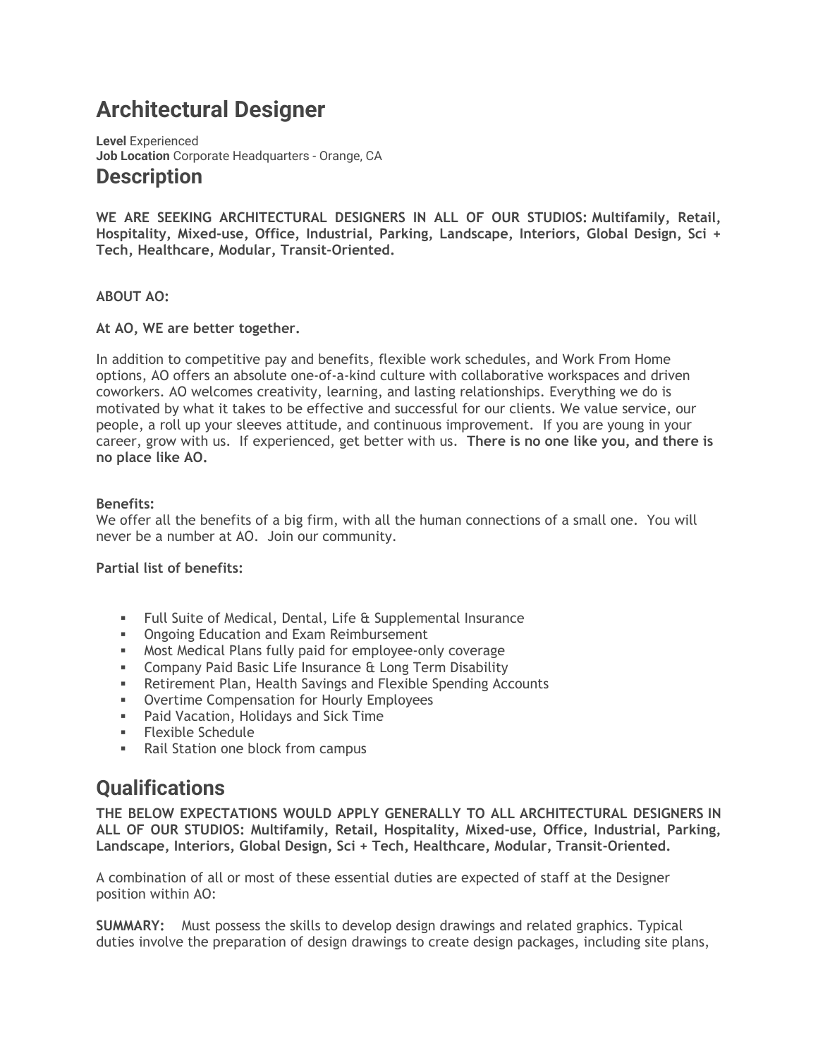# Architectural Designer

**Level** Experienced
**Job Location** Corporate Headquarters - Orange, CA

## Description

**WE ARE SEEKING ARCHITECTURAL DESIGNERS IN ALL OF OUR STUDIOS: Multifamily, Retail, Hospitality, Mixed-use, Office, Industrial, Parking, Landscape, Interiors, Global Design, Sci + Tech, Healthcare, Modular, Transit-Oriented.**

**ABOUT AO:**

**At AO, WE are better together.**

In addition to competitive pay and benefits, flexible work schedules, and Work From Home options, AO offers an absolute one-of-a-kind culture with collaborative workspaces and driven coworkers. AO welcomes creativity, learning, and lasting relationships. Everything we do is motivated by what it takes to be effective and successful for our clients. We value service, our people, a roll up your sleeves attitude, and continuous improvement. If you are young in your career, grow with us. If experienced, get better with us. **There is no one like you, and there is no place like AO.**

**Benefits:**
We offer all the benefits of a big firm, with all the human connections of a small one. You will never be a number at AO. Join our community.

**Partial list of benefits:**

- Full Suite of Medical, Dental, Life & Supplemental Insurance
- Ongoing Education and Exam Reimbursement
- Most Medical Plans fully paid for employee-only coverage
- Company Paid Basic Life Insurance & Long Term Disability
- Retirement Plan, Health Savings and Flexible Spending Accounts
- Overtime Compensation for Hourly Employees
- Paid Vacation, Holidays and Sick Time
- Flexible Schedule
- Rail Station one block from campus

## Qualifications

**THE BELOW EXPECTATIONS WOULD APPLY GENERALLY TO ALL ARCHITECTURAL DESIGNERS IN ALL OF OUR STUDIOS: Multifamily, Retail, Hospitality, Mixed-use, Office, Industrial, Parking, Landscape, Interiors, Global Design, Sci + Tech, Healthcare, Modular, Transit-Oriented.**

A combination of all or most of these essential duties are expected of staff at the Designer position within AO:

**SUMMARY:** Must possess the skills to develop design drawings and related graphics. Typical duties involve the preparation of design drawings to create design packages, including site plans,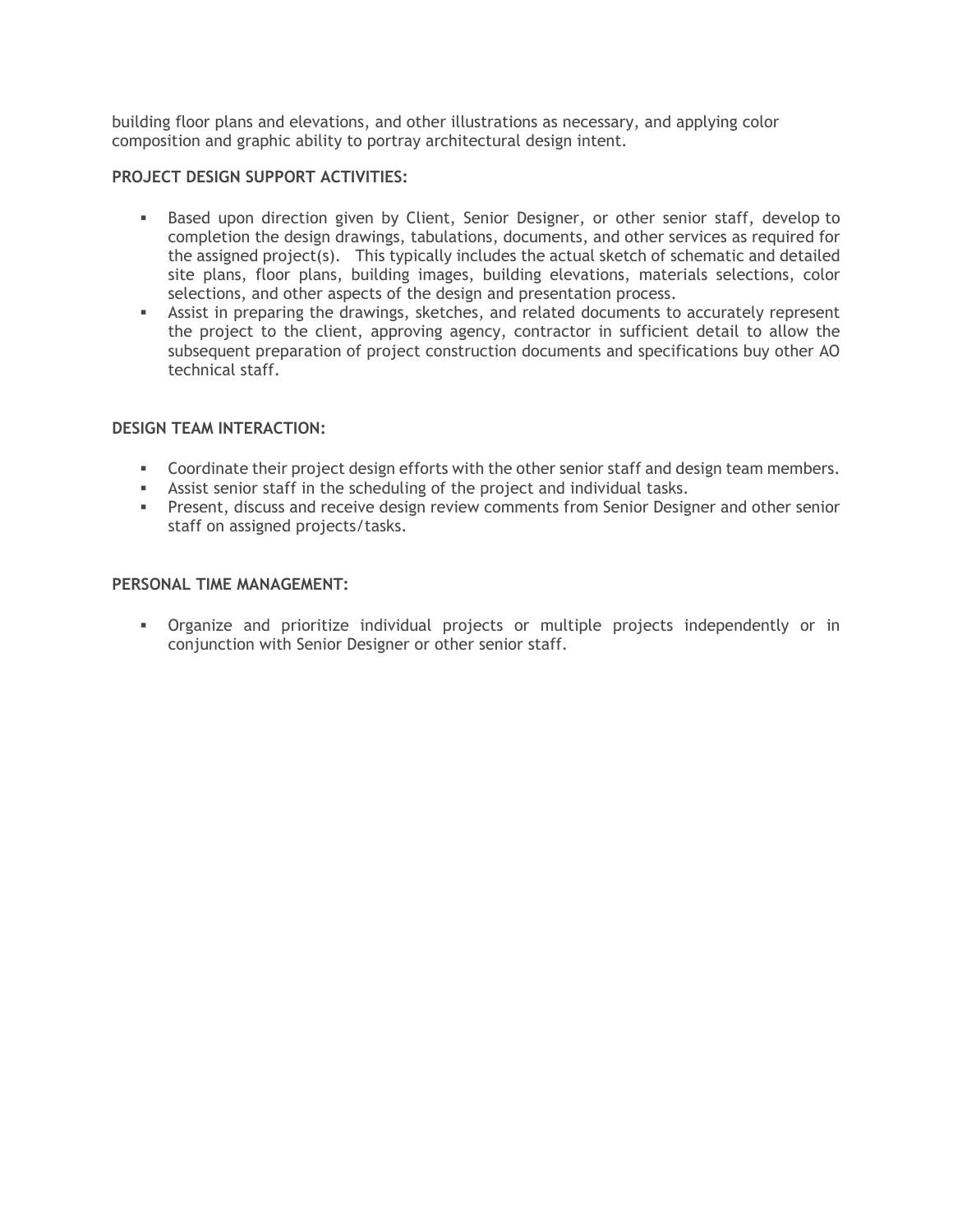building floor plans and elevations, and other illustrations as necessary, and applying color composition and graphic ability to portray architectural design intent.

**PROJECT DESIGN SUPPORT ACTIVITIES:**

- Based upon direction given by Client, Senior Designer, or other senior staff, develop to completion the design drawings, tabulations, documents, and other services as required for the assigned project(s). This typically includes the actual sketch of schematic and detailed site plans, floor plans, building images, building elevations, materials selections, color selections, and other aspects of the design and presentation process.
- Assist in preparing the drawings, sketches, and related documents to accurately represent the project to the client, approving agency, contractor in sufficient detail to allow the subsequent preparation of project construction documents and specifications buy other AO technical staff.

**DESIGN TEAM INTERACTION:**

- Coordinate their project design efforts with the other senior staff and design team members.
- Assist senior staff in the scheduling of the project and individual tasks.
- Present, discuss and receive design review comments from Senior Designer and other senior staff on assigned projects/tasks.

**PERSONAL TIME MANAGEMENT:**

- Organize and prioritize individual projects or multiple projects independently or in conjunction with Senior Designer or other senior staff.